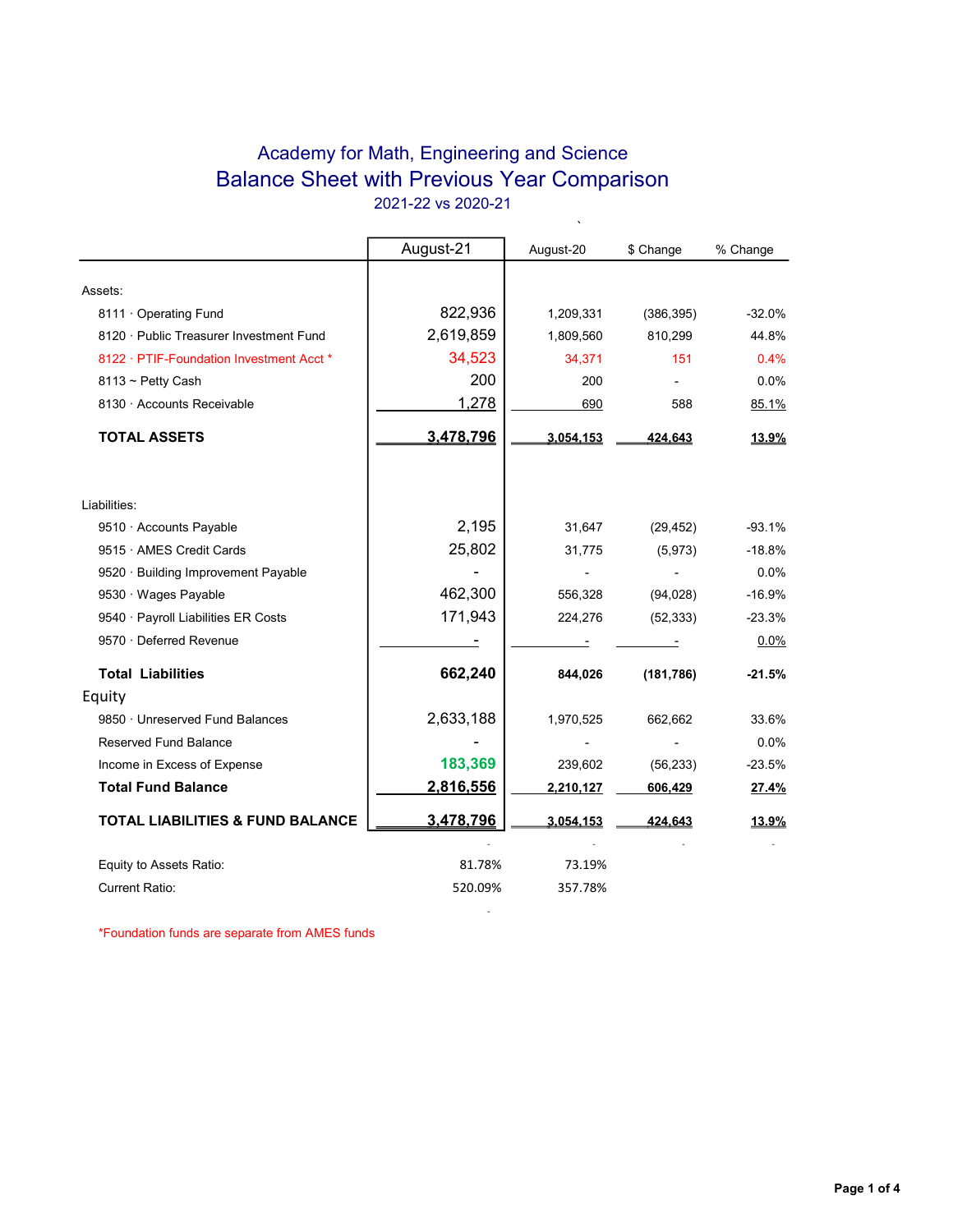# Academy for Math, Engineering and Science

## Balance Sheet with Previous Year Comparison

2021-22 vs 2020-21

| | August-21 | August-20 | $ Change | % Change |
|---|---|---|---|---|
| **Assets:** | | | | |
| 8111 · Operating Fund | 822,936 | 1,209,331 | (386,395) | -32.0% |
| 8120 · Public Treasurer Investment Fund | 2,619,859 | 1,809,560 | 810,299 | 44.8% |
| 8122 · PTIF-Foundation Investment Acct * | 34,523 | 34,371 | 151 | 0.4% |
| 8113 ~ Petty Cash | 200 | 200 | - | 0.0% |
| 8130 · Accounts Receivable | 1,278 | 690 | 588 | 85.1% |
| **TOTAL ASSETS** | **3,478,796** | **3,054,153** | **424,643** | **13.9%** |
| **Liabilities:** | | | | |
| 9510 · Accounts Payable | 2,195 | 31,647 | (29,452) | -93.1% |
| 9515 · AMES Credit Cards | 25,802 | 31,775 | (5,973) | -18.8% |
| 9520 · Building Improvement Payable | - | - | - | 0.0% |
| 9530 · Wages Payable | 462,300 | 556,328 | (94,028) | -16.9% |
| 9540 · Payroll Liabilities ER Costs | 171,943 | 224,276 | (52,333) | -23.3% |
| 9570 · Deferred Revenue | - | - | - | 0.0% |
| **Total Liabilities** | **662,240** | **844,026** | **(181,786)** | **-21.5%** |
| **Equity** | | | | |
| 9850 · Unreserved Fund Balances | 2,633,188 | 1,970,525 | 662,662 | 33.6% |
| Reserved Fund Balance | - | - | - | 0.0% |
| Income in Excess of Expense | 183,369 | 239,602 | (56,233) | -23.5% |
| **Total Fund Balance** | **2,816,556** | **2,210,127** | **606,429** | **27.4%** |
| **TOTAL LIABILITIES & FUND BALANCE** | **3,478,796** | **3,054,153** | **424,643** | **13.9%** |
| | - | - | - | - |
| Equity to Assets Ratio: | 81.78% | 73.19% | | |
| Current Ratio: | 520.09% | 357.78% | | |

*Foundation funds are separate from AMES funds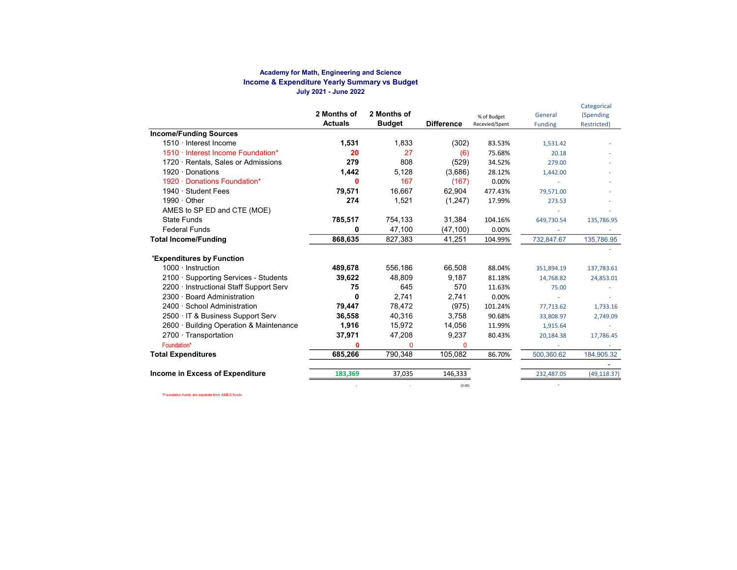**Academy for Math, Engineering and Science**
**Income & Expenditure Yearly Summary vs Budget**
**July 2021 - June 2022**

| | 2 Months of Actuals | 2 Months of Budget | Difference | % of Budget Recevied/Spent | General Funding | Categorical (Spending Restricted) |
|---|---|---|---|---|---|---|
| **Income/Funding Sources** | | | | | | |
| 1510 · Interest Income | **1,531** | 1,833 | (302) | 83.53% | 1,531.42 | - |
| 1510 · Interest Income Foundation* | **20** | 27 | (6) | 75.68% | 20.18 | - |
| 1720 · Rentals, Sales or Admissions | **279** | 808 | (529) | 34.52% | 279.00 | - |
| 1920 · Donations | **1,442** | 5,128 | (3,686) | 28.12% | 1,442.00 | - |
| 1920 · Donations Foundation* | **0** | 167 | (167) | 0.00% | - | - |
| 1940 · Student Fees | **79,571** | 16,667 | 62,904 | 477.43% | 79,571.00 | - |
| 1990 · Other | **274** | 1,521 | (1,247) | 17.99% | 273.53 | - |
| AMES to SP ED and CTE (MOE) | | | | | - | - |
| State Funds | **785,517** | 754,133 | 31,384 | 104.16% | 649,730.54 | 135,786.95 |
| Federal Funds | **0** | 47,100 | (47,100) | 0.00% | - | - |
| **Total Income/Funding** | **868,635** | 827,383 | 41,251 | 104.99% | 732,847.67 | 135,786.95 |
| | | | | | | - |
| **'Expenditures by Function** | | | | | | |
| 1000 · Instruction | **489,678** | 556,186 | 66,508 | 88.04% | 351,894.19 | 137,783.61 |
| 2100 · Supporting Services - Students | **39,622** | 48,809 | 9,187 | 81.18% | 14,768.82 | 24,853.01 |
| 2200 · Instructional Staff Support Serv | **75** | 645 | 570 | 11.63% | 75.00 | - |
| 2300 · Board Administration | **0** | 2,741 | 2,741 | 0.00% | - | - |
| 2400 · School Administration | **79,447** | 78,472 | (975) | 101.24% | 77,713.62 | 1,733.16 |
| 2500 · IT & Business Support Serv | **36,558** | 40,316 | 3,758 | 90.68% | 33,808.97 | 2,749.09 |
| 2600 · Building Operation & Maintenance | **1,916** | 15,972 | 14,056 | 11.99% | 1,915.64 | - |
| 2700 · Transportation | **37,971** | 47,208 | 9,237 | 80.43% | 20,184.38 | 17,786.45 |
| Foundation* | **0** | 0 | 0 | | - | - |
| **Total Expenditures** | **685,266** | 790,348 | 105,082 | 86.70% | 500,360.62 | 184,905.32 |
| | | | | | | - |
| **Income in Excess of Expenditure** | 183,369 | 37,035 | 146,333 | | 232,487.05 | (49,118.37) |
| | - | - | (0.00) | | - | |

*Foundation funds are separate from AMES funds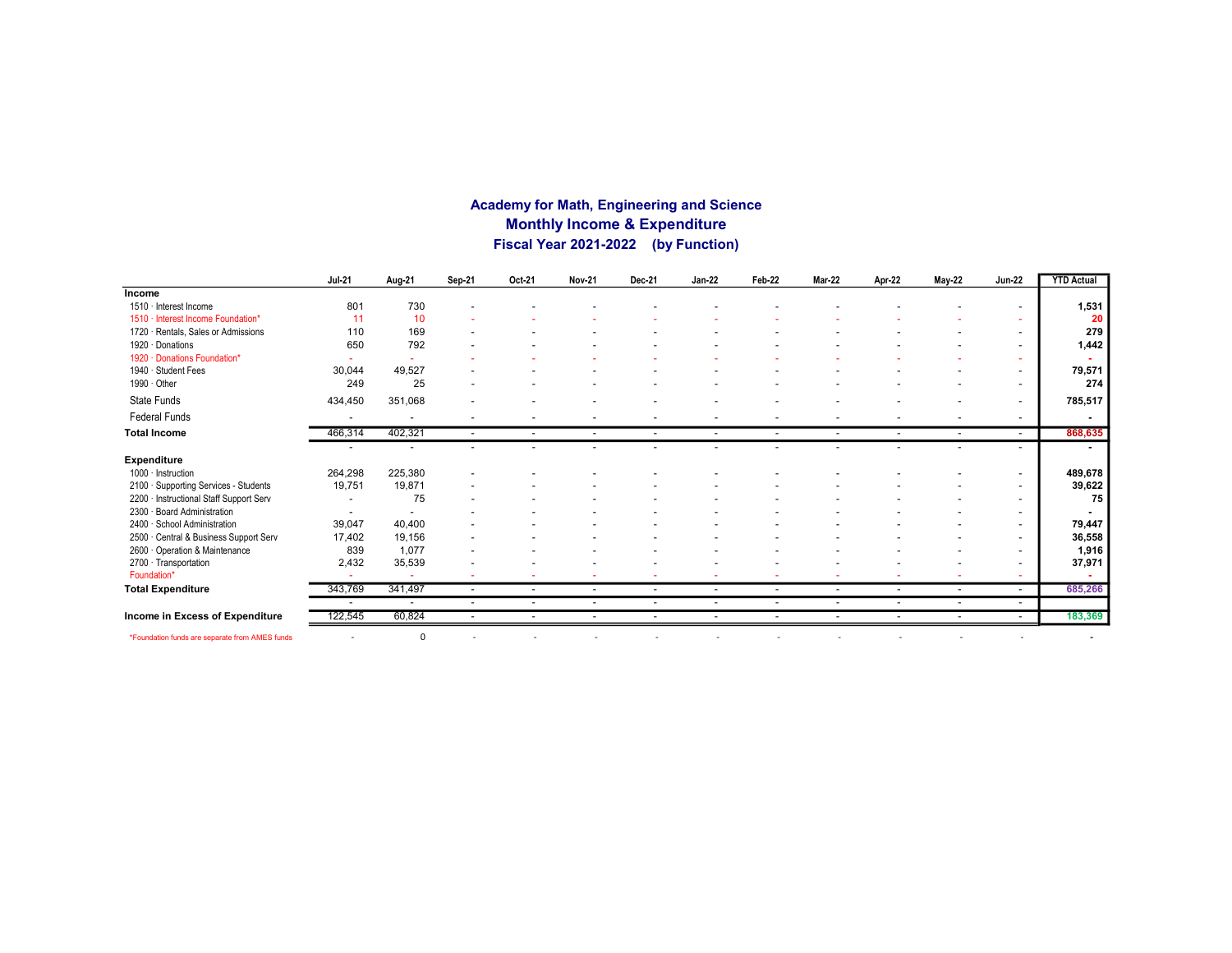# Academy for Math, Engineering and Science
## Monthly Income & Expenditure
### Fiscal Year 2021-2022 (by Function)

| | Jul-21 | Aug-21 | Sep-21 | Oct-21 | Nov-21 | Dec-21 | Jan-22 | Feb-22 | Mar-22 | Apr-22 | May-22 | Jun-22 | YTD Actual |
|---|---|---|---|---|---|---|---|---|---|---|---|---|---|
| **Income** | | | | | | | | | | | | | |
| 1510 · Interest Income | 801 | 730 | - | - | - | - | - | - | - | - | - | - | **1,531** |
| 1510 · Interest Income Foundation* | 11 | 10 | - | - | - | - | - | - | - | - | - | - | **20** |
| 1720 · Rentals, Sales or Admissions | 110 | 169 | - | - | - | - | - | - | - | - | - | - | **279** |
| 1920 · Donations | 650 | 792 | - | - | - | - | - | - | - | - | - | - | **1,442** |
| 1920 · Donations Foundation* | - | - | - | - | - | - | - | - | - | - | - | - | **-** |
| 1940 · Student Fees | 30,044 | 49,527 | - | - | - | - | - | - | - | - | - | - | **79,571** |
| 1990 · Other | 249 | 25 | - | - | - | - | - | - | - | - | - | - | **274** |
| State Funds | 434,450 | 351,068 | - | - | - | - | - | - | - | - | - | - | **785,517** |
| Federal Funds | - | - | - | - | - | - | - | - | - | - | - | - | **-** |
| **Total Income** | 466,314 | 402,321 | - | - | - | - | - | - | - | - | - | - | **868,635** |
| | - | - | - | - | - | - | - | - | - | - | - | - | **-** |
| **Expenditure** | | | | | | | | | | | | | |
| 1000 · Instruction | 264,298 | 225,380 | - | - | - | - | - | - | - | - | - | - | **489,678** |
| 2100 · Supporting Services - Students | 19,751 | 19,871 | - | - | - | - | - | - | - | - | - | - | **39,622** |
| 2200 · Instructional Staff Support Serv | - | 75 | - | - | - | - | - | - | - | - | - | - | **75** |
| 2300 · Board Administration | - | - | - | - | - | - | - | - | - | - | - | - | **-** |
| 2400 · School Administration | 39,047 | 40,400 | - | - | - | - | - | - | - | - | - | - | **79,447** |
| 2500 · Central & Business Support Serv | 17,402 | 19,156 | - | - | - | - | - | - | - | - | - | - | **36,558** |
| 2600 · Operation & Maintenance | 839 | 1,077 | - | - | - | - | - | - | - | - | - | - | **1,916** |
| 2700 · Transportation | 2,432 | 35,539 | - | - | - | - | - | - | - | - | - | - | **37,971** |
| Foundation* | - | - | - | - | - | - | - | - | - | - | - | - | **-** |
| **Total Expenditure** | 343,769 | 341,497 | - | - | - | - | - | - | - | - | - | - | **685,266** |
| | - | - | - | - | - | - | - | - | - | - | - | - | |
| **Income in Excess of Expenditure** | 122,545 | 60,824 | - | - | - | - | - | - | - | - | - | - | **183,369** |
| *Foundation funds are separate from AMES funds | - | 0 | - | - | - | - | - | - | - | - | - | - | - |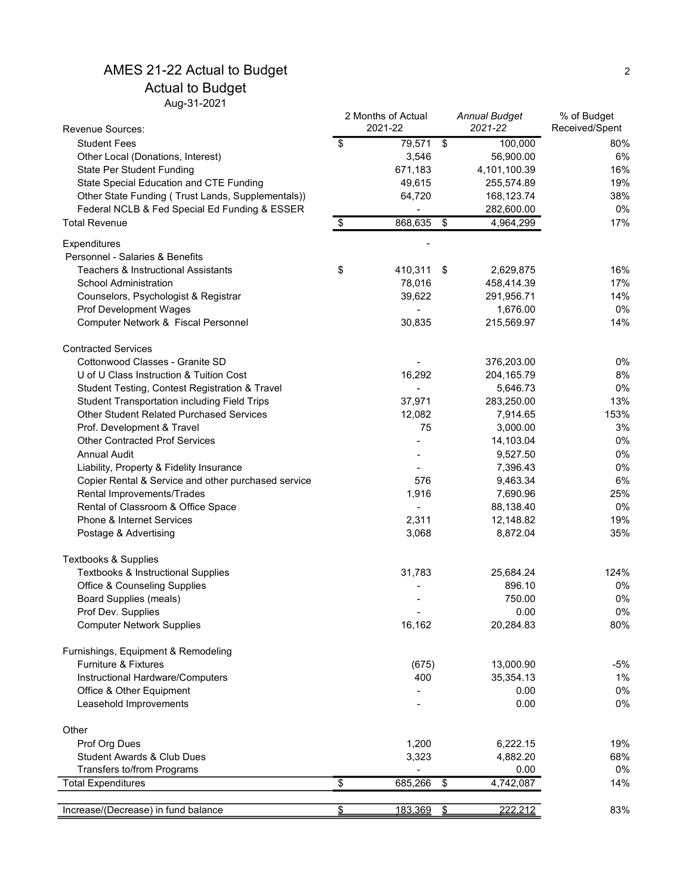# AMES 21-22 Actual to Budget

## Actual to Budget

Aug-31-2021

| Revenue Sources: | 2 Months of Actual 2021-22 | *Annual Budget 2021-22* | % of Budget Received/Spent |
|---|---|---|---|
| Student Fees | $ 79,571 | $ 100,000 | 80% |
| Other Local (Donations, Interest) | 3,546 | 56,900.00 | 6% |
| State Per Student Funding | 671,183 | 4,101,100.39 | 16% |
| State Special Education and CTE Funding | 49,615 | 255,574.89 | 19% |
| Other State Funding ( Trust Lands, Supplementals)) | 64,720 | 168,123.74 | 38% |
| Federal NCLB & Fed Special Ed Funding & ESSER | - | 282,600.00 | 0% |
| Total Revenue | $ 868,635 | $ 4,964,299 | 17% |
| Expenditures | - | | |
| Personnel - Salaries & Benefits | | | |
| Teachers & Instructional Assistants | $ 410,311 | $ 2,629,875 | 16% |
| School Administration | 78,016 | 458,414.39 | 17% |
| Counselors, Psychologist & Registrar | 39,622 | 291,956.71 | 14% |
| Prof Development Wages | - | 1,676.00 | 0% |
| Computer Network & Fiscal Personnel | 30,835 | 215,569.97 | 14% |
| Contracted Services | | | |
| Cottonwood Classes - Granite SD | - | 376,203.00 | 0% |
| U of U Class Instruction & Tuition Cost | 16,292 | 204,165.79 | 8% |
| Student Testing, Contest Registration & Travel | - | 5,646.73 | 0% |
| Student Transportation including Field Trips | 37,971 | 283,250.00 | 13% |
| Other Student Related Purchased Services | 12,082 | 7,914.65 | 153% |
| Prof. Development & Travel | 75 | 3,000.00 | 3% |
| Other Contracted Prof Services | - | 14,103.04 | 0% |
| Annual Audit | - | 9,527.50 | 0% |
| Liability, Property & Fidelity Insurance | - | 7,396.43 | 0% |
| Copier Rental & Service and other purchased service | 576 | 9,463.34 | 6% |
| Rental Improvements/Trades | 1,916 | 7,690.96 | 25% |
| Rental of Classroom & Office Space | - | 88,138.40 | 0% |
| Phone & Internet Services | 2,311 | 12,148.82 | 19% |
| Postage & Advertising | 3,068 | 8,872.04 | 35% |
| Textbooks & Supplies | | | |
| Textbooks & Instructional Supplies | 31,783 | 25,684.24 | 124% |
| Office & Counseling Supplies | - | 896.10 | 0% |
| Board Supplies (meals) | - | 750.00 | 0% |
| Prof Dev. Supplies | - | 0.00 | 0% |
| Computer Network Supplies | 16,162 | 20,284.83 | 80% |
| Furnishings, Equipment & Remodeling | | | |
| Furniture & Fixtures | (675) | 13,000.90 | -5% |
| Instructional Hardware/Computers | 400 | 35,354.13 | 1% |
| Office & Other Equipment | - | 0.00 | 0% |
| Leasehold Improvements | - | 0.00 | 0% |
| Other | | | |
| Prof Org Dues | 1,200 | 6,222.15 | 19% |
| Student Awards & Club Dues | 3,323 | 4,882.20 | 68% |
| Transfers to/from Programs | - | 0.00 | 0% |
| Total Expenditures | $ 685,266 | $ 4,742,087 | 14% |
| Increase/(Decrease) in fund balance | $ 183,369 | $ 222,212 | 83% |